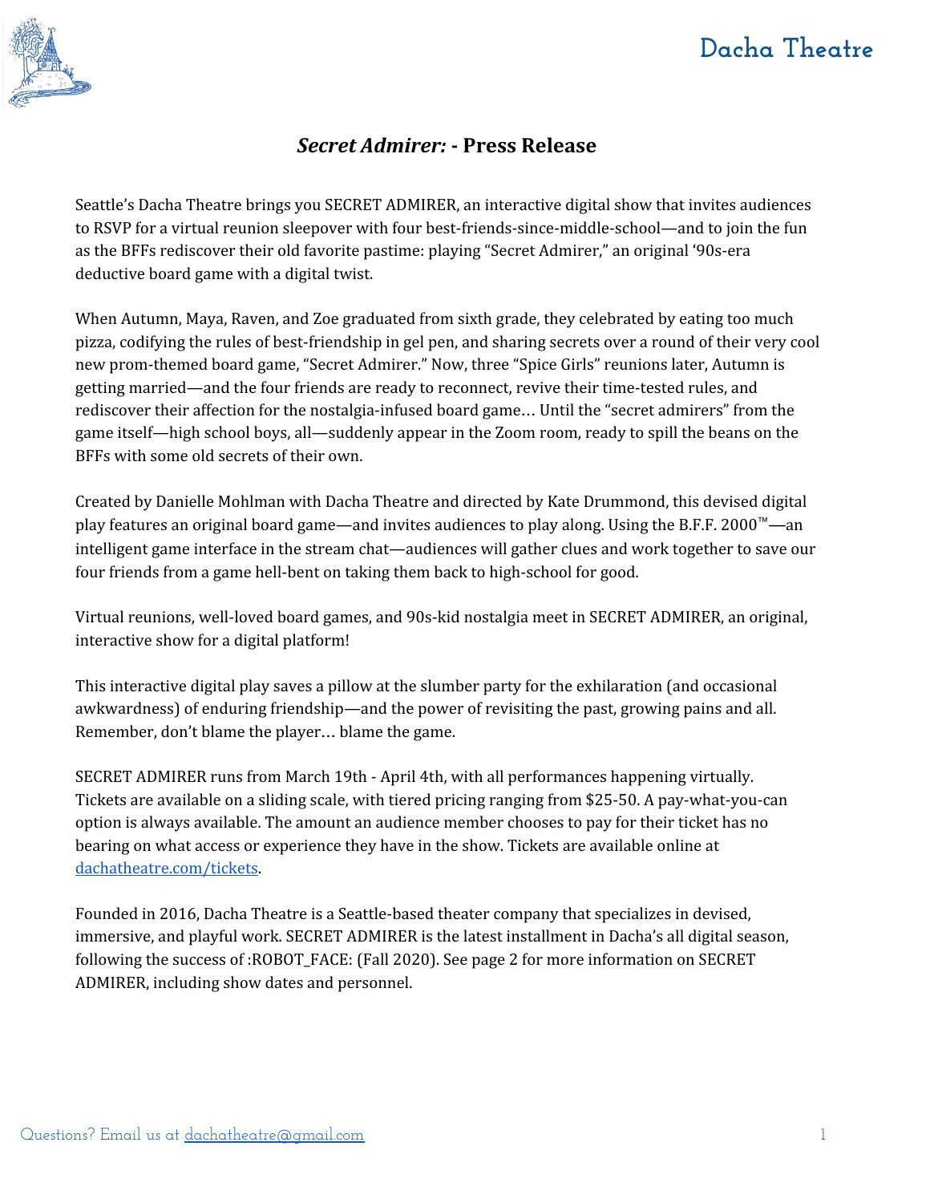Dacha Theatre

# *Secret Admirer:* - Press Release

Seattle's Dacha Theatre brings you SECRET ADMIRER, an interactive digital show that invites audiences to RSVP for a virtual reunion sleepover with four best-friends-since-middle-school—and to join the fun as the BFFs rediscover their old favorite pastime: playing "Secret Admirer," an original '90s-era deductive board game with a digital twist.

When Autumn, Maya, Raven, and Zoe graduated from sixth grade, they celebrated by eating too much pizza, codifying the rules of best-friendship in gel pen, and sharing secrets over a round of their very cool new prom-themed board game, "Secret Admirer." Now, three "Spice Girls" reunions later, Autumn is getting married—and the four friends are ready to reconnect, revive their time-tested rules, and rediscover their affection for the nostalgia-infused board game… Until the "secret admirers" from the game itself—high school boys, all—suddenly appear in the Zoom room, ready to spill the beans on the BFFs with some old secrets of their own.

Created by Danielle Mohlman with Dacha Theatre and directed by Kate Drummond, this devised digital play features an original board game—and invites audiences to play along. Using the B.F.F. 2000™—an intelligent game interface in the stream chat—audiences will gather clues and work together to save our four friends from a game hell-bent on taking them back to high-school for good.

Virtual reunions, well-loved board games, and 90s-kid nostalgia meet in SECRET ADMIRER, an original, interactive show for a digital platform!

This interactive digital play saves a pillow at the slumber party for the exhilaration (and occasional awkwardness) of enduring friendship—and the power of revisiting the past, growing pains and all. Remember, don't blame the player… blame the game.

SECRET ADMIRER runs from March 19th - April 4th, with all performances happening virtually. Tickets are available on a sliding scale, with tiered pricing ranging from $25-50. A pay-what-you-can option is always available. The amount an audience member chooses to pay for their ticket has no bearing on what access or experience they have in the show. Tickets are available online at [dachatheatre.com/tickets](dachatheatre.com/tickets).

Founded in 2016, Dacha Theatre is a Seattle-based theater company that specializes in devised, immersive, and playful work. SECRET ADMIRER is the latest installment in Dacha's all digital season, following the success of :ROBOT_FACE: (Fall 2020). See page 2 for more information on SECRET ADMIRER, including show dates and personnel.

Questions? Email us at dachatheatre@gmail.com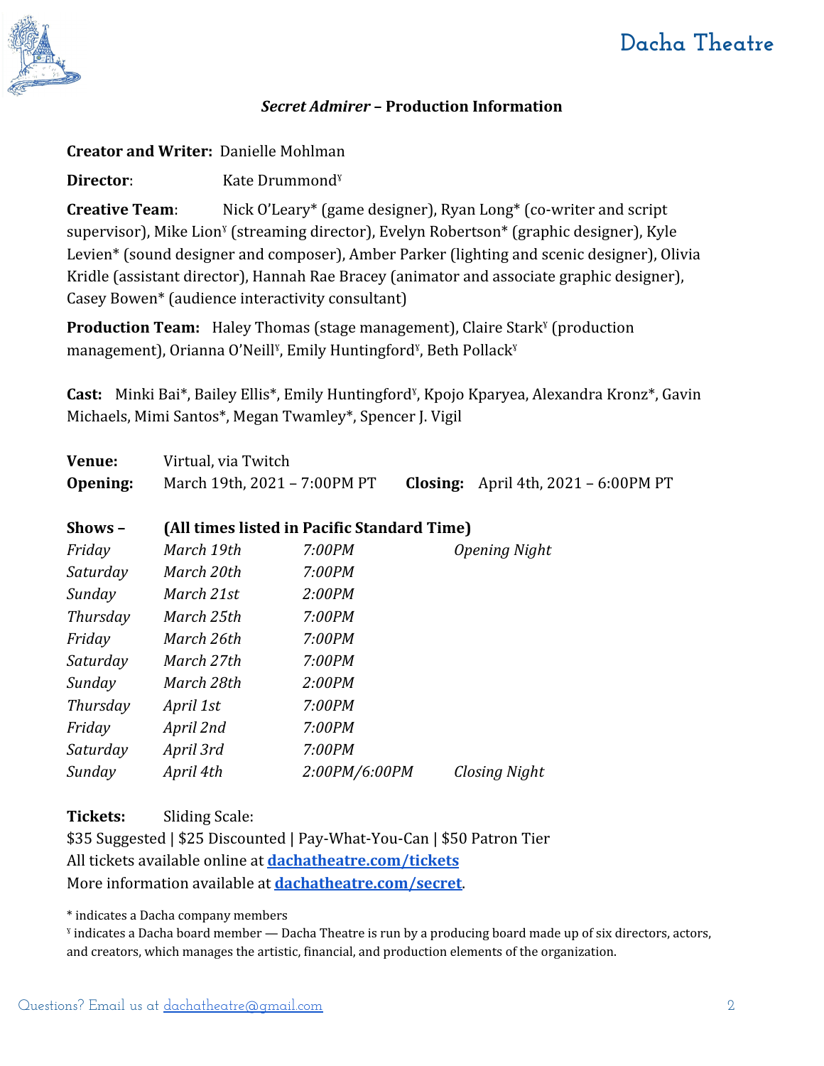# *Secret Admirer* – Production Information

**Creator and Writer:** Danielle Mohlman

**Director**: Kate Drummond[ɣ]

**Creative Team**: Nick O'Leary* (game designer), Ryan Long* (co-writer and script supervisor), Mike Lion[ɣ] (streaming director), Evelyn Robertson* (graphic designer), Kyle Levien* (sound designer and composer), Amber Parker (lighting and scenic designer), Olivia Kridle (assistant director), Hannah Rae Bracey (animator and associate graphic designer), Casey Bowen* (audience interactivity consultant)

**Production Team:** Haley Thomas (stage management), Claire Stark[ɣ] (production management), Orianna O'Neill[ɣ], Emily Huntingford[ɣ], Beth Pollack[ɣ]

**Cast:** Minki Bai*, Bailey Ellis*, Emily Huntingford[ɣ], Kpojo Kparyea, Alexandra Kronz*, Gavin Michaels, Mimi Santos*, Megan Twamley*, Spencer J. Vigil

**Venue:** Virtual, via Twitch
**Opening:** March 19th, 2021 – 7:00PM PT **Closing:** April 4th, 2021 – 6:00PM PT

**Shows – (All times listed in Pacific Standard Time)**

| | | | |
|---|---|---|---|
| *Friday* | *March 19th* | *7:00PM* | *Opening Night* |
| *Saturday* | *March 20th* | *7:00PM* | |
| *Sunday* | *March 21st* | *2:00PM* | |
| *Thursday* | *March 25th* | *7:00PM* | |
| *Friday* | *March 26th* | *7:00PM* | |
| *Saturday* | *March 27th* | *7:00PM* | |
| *Sunday* | *March 28th* | *2:00PM* | |
| *Thursday* | *April 1st* | *7:00PM* | |
| *Friday* | *April 2nd* | *7:00PM* | |
| *Saturday* | *April 3rd* | *7:00PM* | |
| *Sunday* | *April 4th* | *2:00PM/6:00PM* | *Closing Night* |

**Tickets:** Sliding Scale:
$35 Suggested | $25 Discounted | Pay-What-You-Can | $50 Patron Tier
All tickets available online at **dachatheatre.com/tickets**
More information available at **dachatheatre.com/secret**.

\* indicates a Dacha company members
[ɣ] indicates a Dacha board member — Dacha Theatre is run by a producing board made up of six directors, actors, and creators, which manages the artistic, financial, and production elements of the organization.